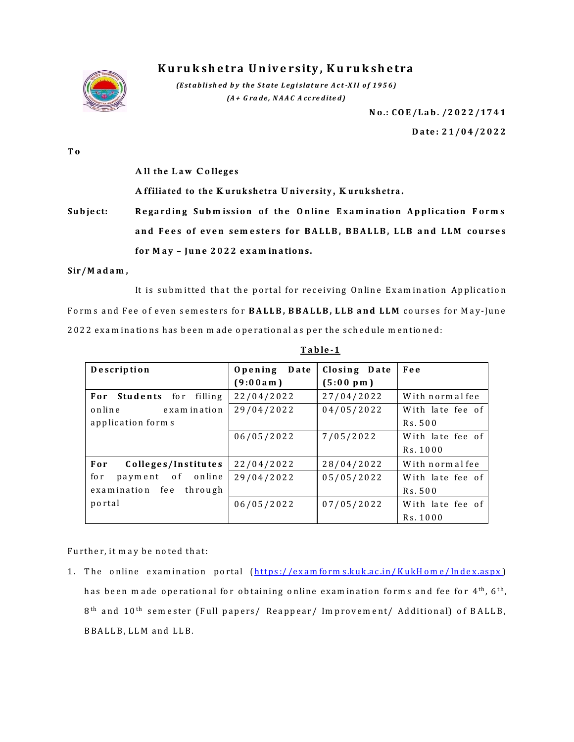# Kurukshetra University, Kurukshetra

*(Established by the State Legislature Act-XII of 1956)*
*(A+ Grade, NAAC Accredited)*

**No.: COE/Lab. /2022/1741**

**Date: 21/04/2022**

**To**

**All the Law Colleges**

**Affiliated to the Kurukshetra University, Kurukshetra.**

**Subject:** **Regarding Submission of the Online Examination Application Forms and Fees of even semesters for BALLB, BBALLB, LLB and LLM courses for May – June 2022 examinations.**

**Sir/Madam,**

It is submitted that the portal for receiving Online Examination Application Forms and Fee of even semesters for **BALLB, BBALLB, LLB and LLM** courses for May-June 2022 examinations has been made operational as per the schedule mentioned:

**Table-1**

| Description | Opening Date (9:00am) | Closing Date (5:00 pm) | Fee |
|---|---|---|---|
| **For Students** for filling online examination application forms | 22/04/2022 | 27/04/2022 | With normal fee |
| | 29/04/2022 | 04/05/2022 | With late fee of Rs.500 |
| | 06/05/2022 | 7/05/2022 | With late fee of Rs.1000 |
| **For Colleges/Institutes** for payment of online examination fee through portal | 22/04/2022 | 28/04/2022 | With normal fee |
| | 29/04/2022 | 05/05/2022 | With late fee of Rs.500 |
| | 06/05/2022 | 07/05/2022 | With late fee of Rs.1000 |

Further, it may be noted that:

1. The online examination portal (https://examforms.kuk.ac.in/KukHome/Index.aspx) has been made operational for obtaining online examination forms and fee for 4th, 6th, 8th and 10th semester (Full papers/ Reappear/ Improvement/ Additional) of BALLB, BBALLB, LLM and LLB.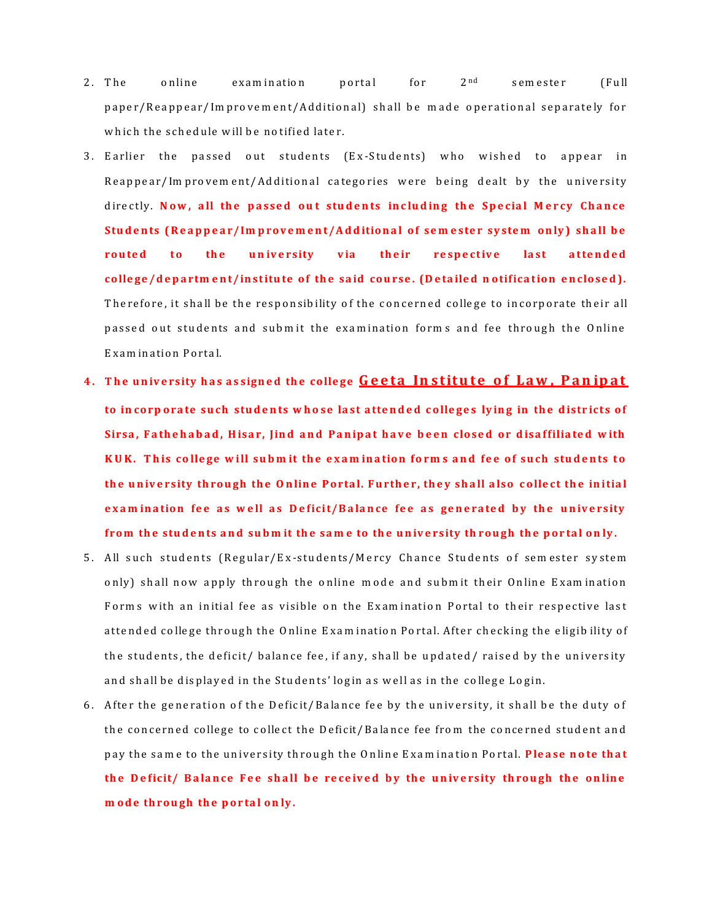2. The online examination portal for 2$^{nd}$ semester (Full paper/Reappear/Improvement/Additional) shall be made operational separately for which the schedule will be notified later.

3. Earlier the passed out students (Ex-Students) who wished to appear in Reappear/Improvement/Additional categories were being dealt by the university directly. **Now, all the passed out students including the Special Mercy Chance Students (Reappear/Improvement/Additional of semester system only) shall be routed to the university via their respective last attended college/department/institute of the said course. (Detailed notification enclosed).** Therefore, it shall be the responsibility of the concerned college to incorporate their all passed out students and submit the examination forms and fee through the Online Examination Portal.

4. **The university has assigned the college <u>Geeta Institute of Law, Panipat</u> to incorporate such students whose last attended colleges lying in the districts of Sirsa, Fathehabad, Hisar, Jind and Panipat have been closed or disaffiliated with KUK. This college will submit the examination forms and fee of such students to the university through the Online Portal. Further, they shall also collect the initial examination fee as well as Deficit/Balance fee as generated by the university from the students and submit the same to the university through the portal only.**

5. All such students (Regular/Ex-students/Mercy Chance Students of semester system only) shall now apply through the online mode and submit their Online Examination Forms with an initial fee as visible on the Examination Portal to their respective last attended college through the Online Examination Portal. After checking the eligibility of the students, the deficit/ balance fee, if any, shall be updated/ raised by the university and shall be displayed in the Students' login as well as in the college Login.

6. After the generation of the Deficit/Balance fee by the university, it shall be the duty of the concerned college to collect the Deficit/Balance fee from the concerned student and pay the same to the university through the Online Examination Portal. **Please note that the Deficit/ Balance Fee shall be received by the university through the online mode through the portal only.**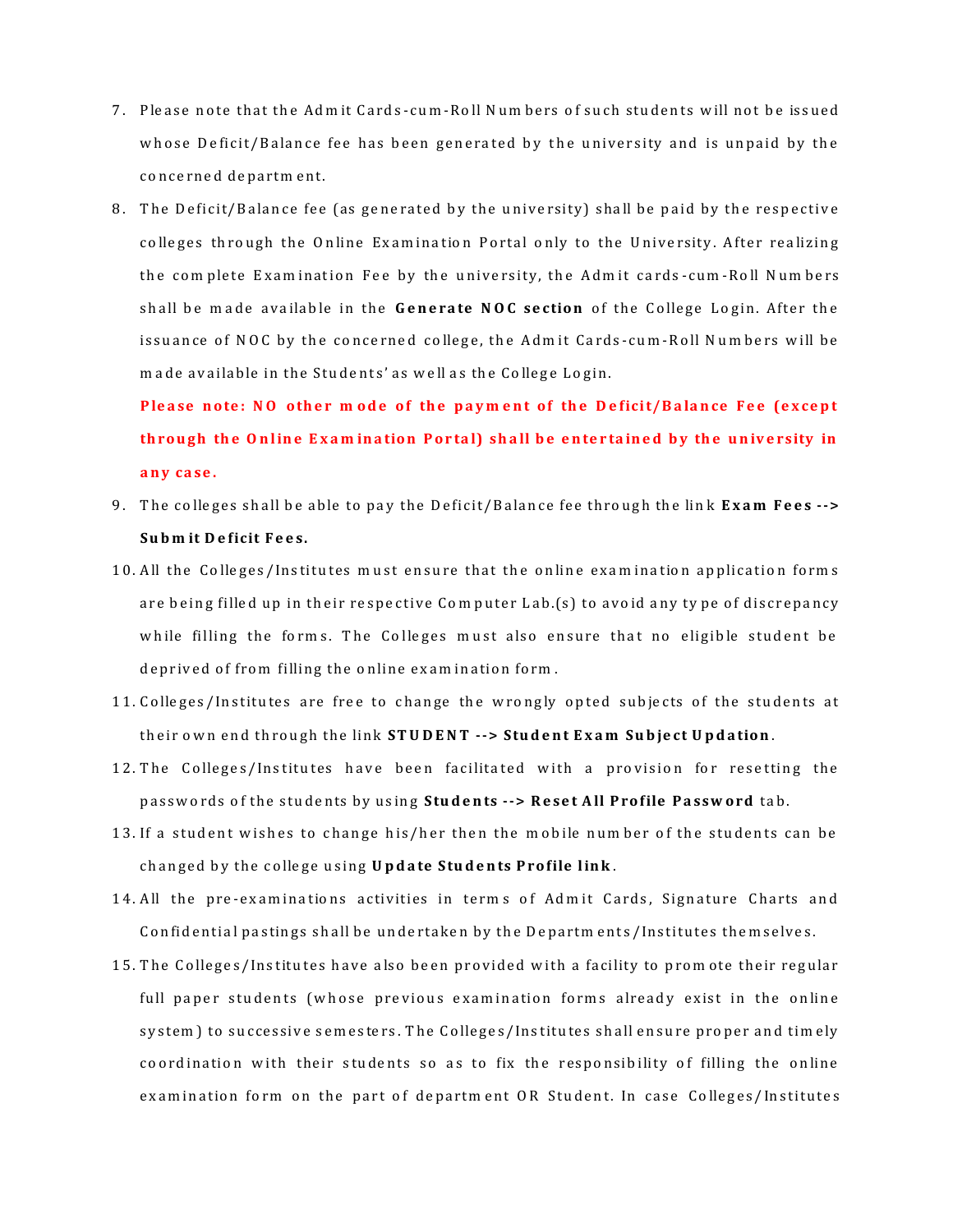7. Please note that the Admit Cards-cum-Roll Numbers of such students will not be issued whose Deficit/Balance fee has been generated by the university and is unpaid by the concerned department.

8. The Deficit/Balance fee (as generated by the university) shall be paid by the respective colleges through the Online Examination Portal only to the University. After realizing the complete Examination Fee by the university, the Admit cards-cum-Roll Numbers shall be made available in the **Generate NOC section** of the College Login. After the issuance of NOC by the concerned college, the Admit Cards-cum-Roll Numbers will be made available in the Students' as well as the College Login.

   **Please note: NO other mode of the payment of the Deficit/Balance Fee (except through the Online Examination Portal) shall be entertained by the university in any case.**

9. The colleges shall be able to pay the Deficit/Balance fee through the link **Exam Fees --> Submit Deficit Fees.**

10. All the Colleges/Institutes must ensure that the online examination application forms are being filled up in their respective Computer Lab.(s) to avoid any type of discrepancy while filling the forms. The Colleges must also ensure that no eligible student be deprived of from filling the online examination form.

11. Colleges/Institutes are free to change the wrongly opted subjects of the students at their own end through the link **STUDENT --> Student Exam Subject Updation**.

12. The Colleges/Institutes have been facilitated with a provision for resetting the passwords of the students by using **Students --> Reset All Profile Password** tab.

13. If a student wishes to change his/her then the mobile number of the students can be changed by the college using **Update Students Profile link**.

14. All the pre-examinations activities in terms of Admit Cards, Signature Charts and Confidential pastings shall be undertaken by the Departments/Institutes themselves.

15. The Colleges/Institutes have also been provided with a facility to promote their regular full paper students (whose previous examination forms already exist in the online system) to successive semesters. The Colleges/Institutes shall ensure proper and timely coordination with their students so as to fix the responsibility of filling the online examination form on the part of department OR Student. In case Colleges/Institutes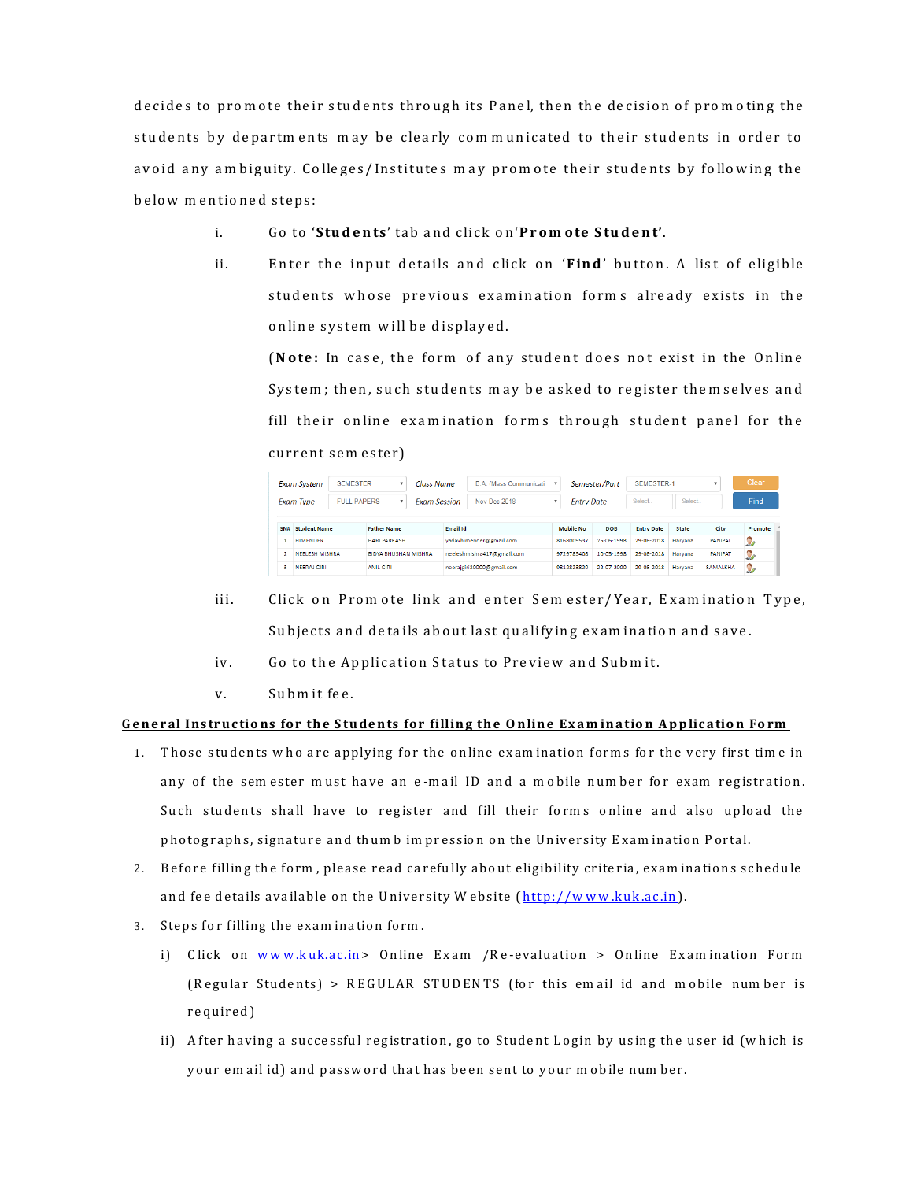decides to promote their students through its Panel, then the decision of promoting the students by departments may be clearly communicated to their students in order to avoid any ambiguity. Colleges/Institutes may promote their students by following the below mentioned steps:

i. Go to '**Students**' tab and click on '**Promote Student'**.

ii. Enter the input details and click on '**Find**' button. A list of eligible students whose previous examination forms already exists in the online system will be displayed.

(**Note:** In case, the form of any student does not exist in the Online System; then, such students may be asked to register themselves and fill their online examination forms through student panel for the current semester)

| Exam System | SEMESTER | Class Name | B.A. (Mass Communicati | Semester/Part | SEMESTER-1 | Clear |
|---|---|---|---|---|---|---|
| Exam Type | FULL PAPERS | Exam Session | Nov-Dec 2018 | Entry Date | Select. Select. | Find |

| SN# | Student Name | Father Name | Email Id | Mobile No | DOB | Entry Date | State | City | Promote |
|---|---|---|---|---|---|---|---|---|---|
| 1 | HIMENDER | HARI PARKASH | yadavhimender@gmail.com | 8168009537 | 25-05-1998 | 29-08-2018 | Haryana | PANIPAT | |
| 2 | NEELESH MISHRA | BIDYA BHUSHAN MISHRA | neeleshmishra417@gmail.com | 9729783408 | 10-05-1998 | 29-08-2018 | Haryana | PANIPAT | |
| 3 | NEERAJ GIRI | ANIL GIRI | neerajgiri20000@gmail.com | 9812828820 | 22-07-2000 | 29-08-2018 | Haryana | SAMALKHA | |

iii. Click on Promote link and enter Semester/Year, Examination Type, Subjects and details about last qualifying examination and save.

iv. Go to the Application Status to Preview and Submit.

v. Submit fee.

## General Instructions for the Students for filling the Online Examination Application Form

1. Those students who are applying for the online examination forms for the very first time in any of the semester must have an e-mail ID and a mobile number for exam registration. Such students shall have to register and fill their forms online and also upload the photographs, signature and thumb impression on the University Examination Portal.
2. Before filling the form, please read carefully about eligibility criteria, examinations schedule and fee details available on the University Website (http://www.kuk.ac.in).
3. Steps for filling the examination form.
   i) Click on www.kuk.ac.in> Online Exam /Re-evaluation > Online Examination Form (Regular Students) > REGULAR STUDENTS (for this email id and mobile number is required)
   ii) After having a successful registration, go to Student Login by using the user id (which is your email id) and password that has been sent to your mobile number.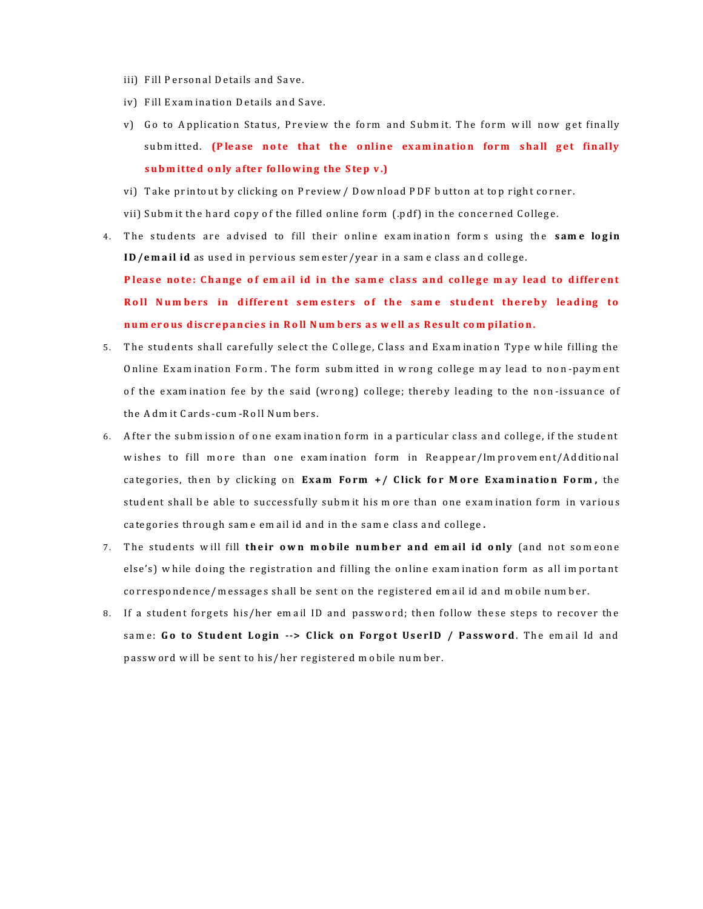iii) Fill Personal Details and Save.

iv) Fill Examination Details and Save.

v) Go to Application Status, Preview the form and Submit. The form will now get finally submitted. **(Please note that the online examination form shall get finally submitted only after following the Step v.)**

vi) Take printout by clicking on Preview / Download PDF button at top right corner.

vii) Submit the hard copy of the filled online form (.pdf) in the concerned College.

4. The students are advised to fill their online examination forms using the **same login ID/email id** as used in pervious semester/year in a same class and college.

   **Please note: Change of email id in the same class and college may lead to different Roll Numbers in different semesters of the same student thereby leading to numerous discrepancies in Roll Numbers as well as Result compilation.**

5. The students shall carefully select the College, Class and Examination Type while filling the Online Examination Form. The form submitted in wrong college may lead to non-payment of the examination fee by the said (wrong) college; thereby leading to the non-issuance of the Admit Cards-cum-Roll Numbers.

6. After the submission of one examination form in a particular class and college, if the student wishes to fill more than one examination form in Reappear/Improvement/Additional categories, then by clicking on **Exam Form +/ Click for More Examination Form,** the student shall be able to successfully submit his more than one examination form in various categories through same email id and in the same class and college**.**

7. The students will fill **their own mobile number and email id only** (and not someone else's) while doing the registration and filling the online examination form as all important correspondence/messages shall be sent on the registered email id and mobile number.

8. If a student forgets his/her email ID and password; then follow these steps to recover the same: **Go to Student Login --> Click on Forgot UserID / Password**. The email Id and password will be sent to his/her registered mobile number.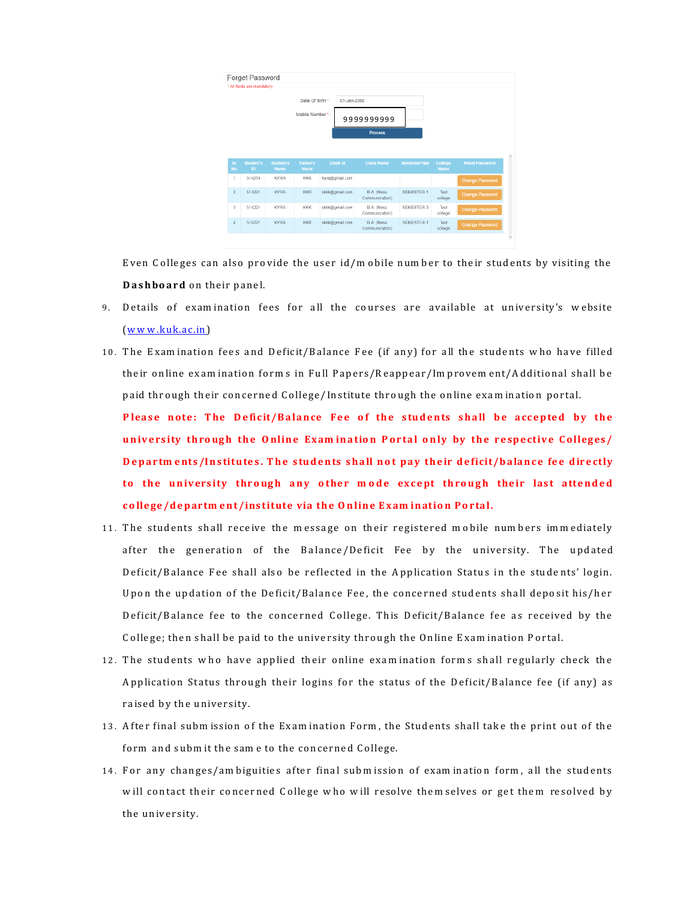Forget Password

\* All fields are mandatory

Date Of Birth \*: 01-Jan-2000

Mobile Number \*: 9999999999

Process

| Sr. No. | Student's ID | Student's Name | Father's Name | Email Id | Class Name | Semester/Year | College Name | Reset Password |
|---|---|---|---|---|---|---|---|---|
| 1 | 514219 | KYRA | KKK | kyra@gmail.com | | | | Change Password |
| 2 | 514221 | KYRA | KKK | skkk@gmail.com | B.A. (Mass Communication) | SEMESTER-1 | Test college | Change Password |
| 3 | 514221 | KYRA | KKK | skkk@gmail.com | B.A. (Mass Communication) | SEMESTER-3 | Test college | Change Password |
| 4 | 514221 | KYRA | KKK | skkk@gmail.com | B.A. (Mass Communication) | SEMESTER-1 | Test college | Change Password |

Even Colleges can also provide the user id/mobile number to their students by visiting the **Dashboard** on their panel.

9. Details of examination fees for all the courses are available at university's website (www.kuk.ac.in)
10. The Examination fees and Deficit/Balance Fee (if any) for all the students who have filled their online examination forms in Full Papers/Reappear/Improvement/Additional shall be paid through their concerned College/Institute through the online examination portal.
    **Please note: The Deficit/Balance Fee of the students shall be accepted by the university through the Online Examination Portal only by the respective Colleges/ Departments/Institutes. The students shall not pay their deficit/balance fee directly to the university through any other mode except through their last attended college/department/institute via the Online Examination Portal.**
11. The students shall receive the message on their registered mobile numbers immediately after the generation of the Balance/Deficit Fee by the university. The updated Deficit/Balance Fee shall also be reflected in the Application Status in the students' login. Upon the updation of the Deficit/Balance Fee, the concerned students shall deposit his/her Deficit/Balance fee to the concerned College. This Deficit/Balance fee as received by the College; then shall be paid to the university through the Online Examination Portal.
12. The students who have applied their online examination forms shall regularly check the Application Status through their logins for the status of the Deficit/Balance fee (if any) as raised by the university.
13. After final submission of the Examination Form, the Students shall take the print out of the form and submit the same to the concerned College.
14. For any changes/ambiguities after final submission of examination form, all the students will contact their concerned College who will resolve themselves or get them resolved by the university.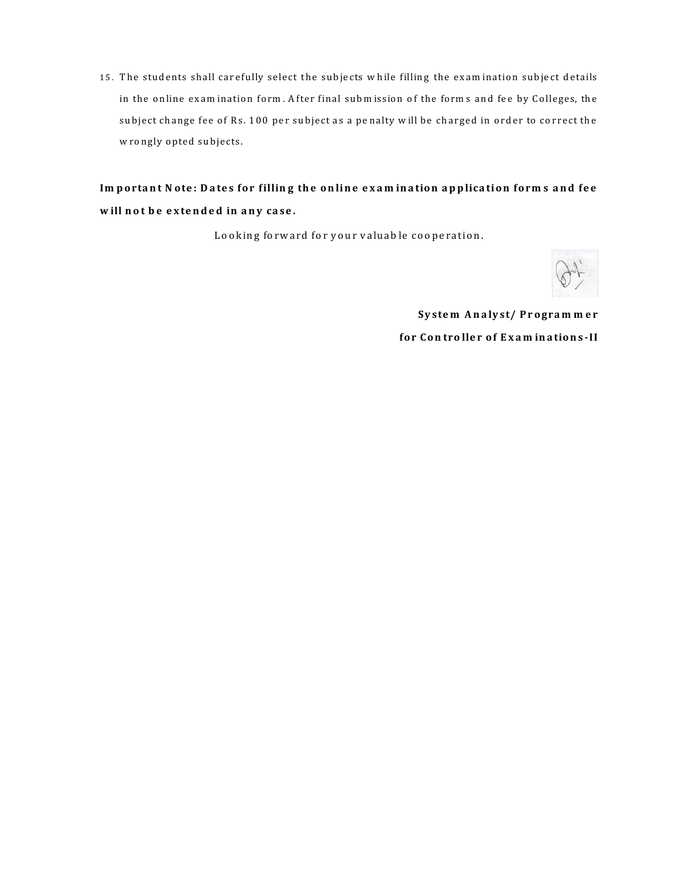15. The students shall carefully select the subjects while filling the examination subject details in the online examination form. After final submission of the forms and fee by Colleges, the subject change fee of Rs. 100 per subject as a penalty will be charged in order to correct the wrongly opted subjects.

**Important Note: Dates for filling the online examination application forms and fee will not be extended in any case.**

Looking forward for your valuable cooperation.

**System Analyst/ Programmer**

**for Controller of Examinations-II**